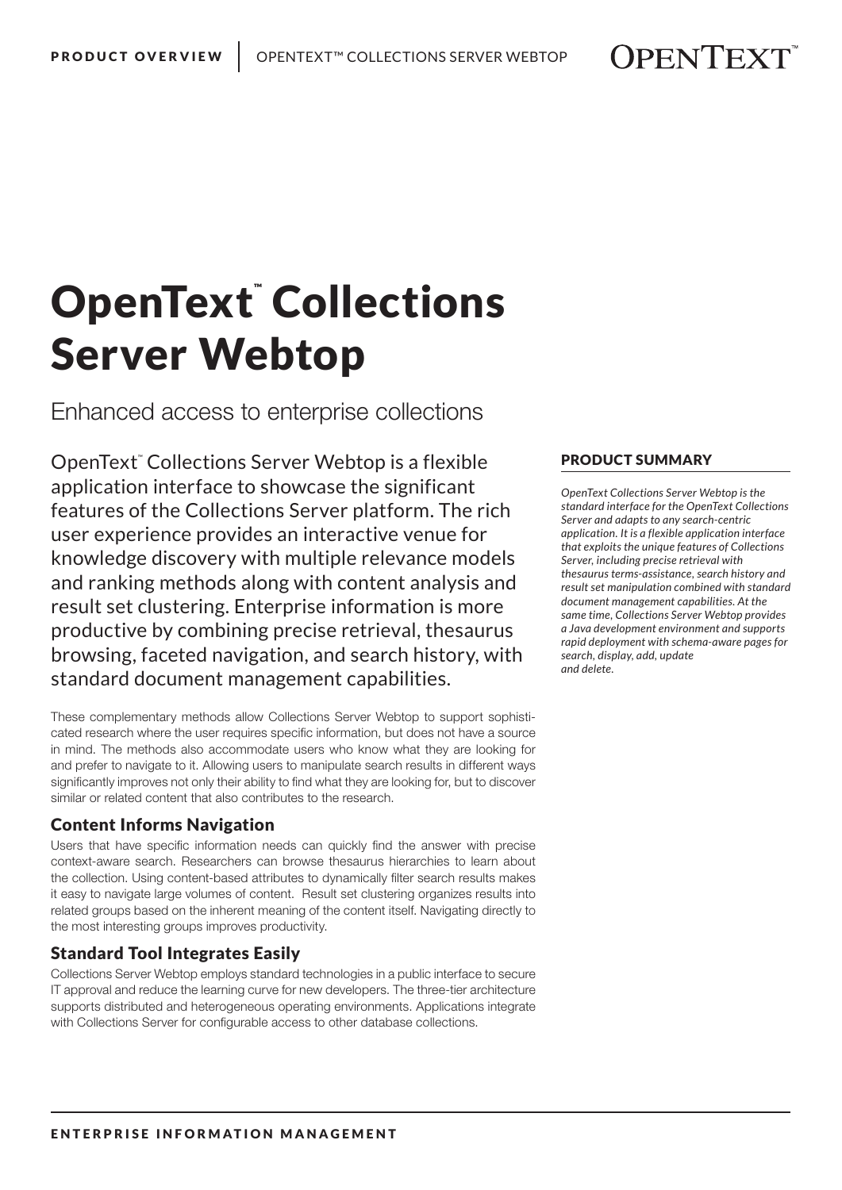# OpenText™ Collections Server Webtop

Enhanced access to enterprise collections

OpenText™ Collections Server Webtop is a flexible application interface to showcase the significant features of the Collections Server platform. The rich user experience provides an interactive venue for knowledge discovery with multiple relevance models and ranking methods along with content analysis and result set clustering. Enterprise information is more productive by combining precise retrieval, thesaurus browsing, faceted navigation, and search history, with standard document management capabilities.

These complementary methods allow Collections Server Webtop to support sophisticated research where the user requires specific information, but does not have a source in mind. The methods also accommodate users who know what they are looking for and prefer to navigate to it. Allowing users to manipulate search results in different ways significantly improves not only their ability to find what they are looking for, but to discover similar or related content that also contributes to the research.

## Content Informs Navigation

Users that have specific information needs can quickly find the answer with precise context-aware search. Researchers can browse thesaurus hierarchies to learn about the collection. Using content-based attributes to dynamically filter search results makes it easy to navigate large volumes of content. Result set clustering organizes results into related groups based on the inherent meaning of the content itself. Navigating directly to the most interesting groups improves productivity.

## Standard Tool Integrates Easily

Collections Server Webtop employs standard technologies in a public interface to secure IT approval and reduce the learning curve for new developers. The three-tier architecture supports distributed and heterogeneous operating environments. Applications integrate with Collections Server for configurable access to other database collections.

### PRODUCT SUMMARY

*OpenText Collections Server Webtop is the standard interface for the OpenText Collections Server and adapts to any search-centric application. It is a flexible application interface that exploits the unique features of Collections Server, including precise retrieval with thesaurus terms-assistance, search history and result set manipulation combined with standard document management capabilities. At the same time, Collections Server Webtop provides a Java development environment and supports rapid deployment with schema-aware pages for search, display, add, update and delete.*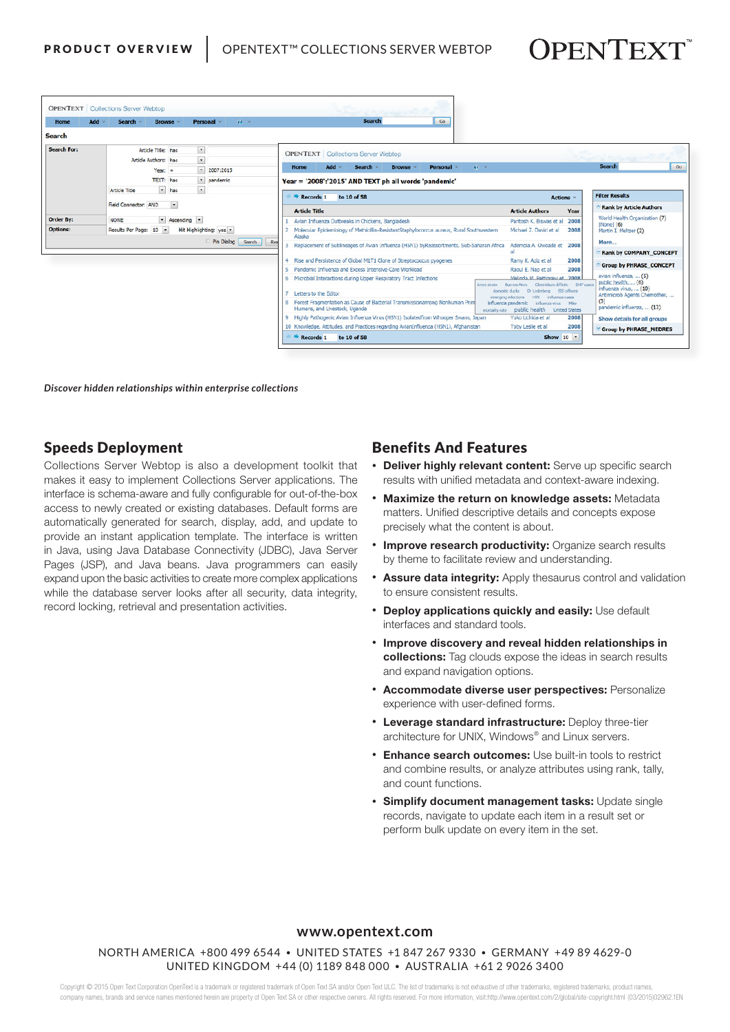*Discover hidden relationships within enterprise collections*

## Speeds Deployment

Collections Server Webtop is also a development toolkit that makes it easy to implement Collections Server applications. The interface is schema-aware and fully configurable for out-of-the-box access to newly created or existing databases. Default forms are automatically generated for search, display, add, and update to provide an instant application template. The interface is written in Java, using Java Database Connectivity (JDBC), Java Server Pages (JSP), and Java beans. Java programmers can easily expand upon the basic activities to create more complex applications while the database server looks after all security, data integrity, record locking, retrieval and presentation activities.

## Benefits And Features

- **Deliver highly relevant content:** Serve up specific search results with unified metadata and context-aware indexing.
- **Maximize the return on knowledge assets:** Metadata matters. Unified descriptive details and concepts expose precisely what the content is about.
- **Improve research productivity:** Organize search results by theme to facilitate review and understanding.
- **Assure data integrity:** Apply thesaurus control and validation to ensure consistent results.
- **Deploy applications quickly and easily:** Use default interfaces and standard tools.
- **Improve discovery and reveal hidden relationships in collections:** Tag clouds expose the ideas in search results and expand navigation options.
- **Accommodate diverse user perspectives:** Personalize experience with user-defined forms.
- **Leverage standard infrastructure:** Deploy three-tier architecture for UNIX, Windows® and Linux servers.
- **Enhance search outcomes:** Use built-in tools to restrict and combine results, or analyze attributes using rank, tally, and count functions.
- **Simplify document management tasks:** Update single records, navigate to update each item in a result set or perform bulk update on every item in the set.

**www.opentext.com**

NORTH AMERICA +800 499 6544 • UNITED STATES +1 847 267 9330 • GERMANY +49 89 4629-0
UNITED KINGDOM +44 (0) 1189 848 000 • AUSTRALIA +61 2 9026 3400

Copyright © 2015 Open Text Corporation OpenText is a trademark or registered trademark of Open Text SA and/or Open Text ULC. The list of trademarks is not exhaustive of other trademarks, registered trademarks, product names, company names, brands and service names mentioned herein are property of Open Text SA or other respective owners. All rights reserved. For more information, visit:http://www.opentext.com/2/global/site-copyright.html (03/2015)02962.1EN